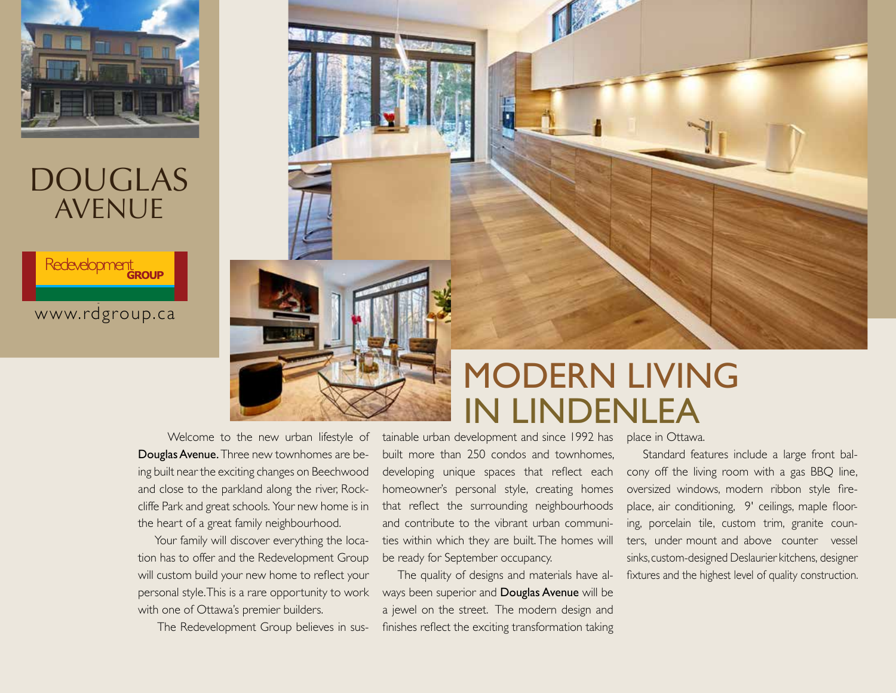# DOUGLAS AVENUE

Redevelopment GROUP

www.rdgroup.ca

## MODERN LIVING IN LINDENLEA

Welcome to the new urban lifestyle of **Douglas Avenue.** Three new townhomes are being built near the exciting changes on Beechwood and close to the parkland along the river, Rockcliffe Park and great schools. Your new home is in the heart of a great family neighbourhood.

Your family will discover everything the location has to offer and the Redevelopment Group will custom build your new home to reflect your personal style. This is a rare opportunity to work with one of Ottawa's premier builders.

The Redevelopment Group believes in sustainable urban development and since 1992 has built more than 250 condos and townhomes, developing unique spaces that reflect each homeowner's personal style, creating homes that reflect the surrounding neighbourhoods and contribute to the vibrant urban communities within which they are built. The homes will be ready for September occupancy.

The quality of designs and materials have always been superior and **Douglas Avenue** will be a jewel on the street. The modern design and finishes reflect the exciting transformation taking place in Ottawa.

Standard features include a large front balcony off the living room with a gas BBQ line, oversized windows, modern ribbon style fireplace, air conditioning, 9' ceilings, maple flooring, porcelain tile, custom trim, granite counters, under mount and above counter vessel sinks, custom-designed Deslaurier kitchens, designer fixtures and the highest level of quality construction.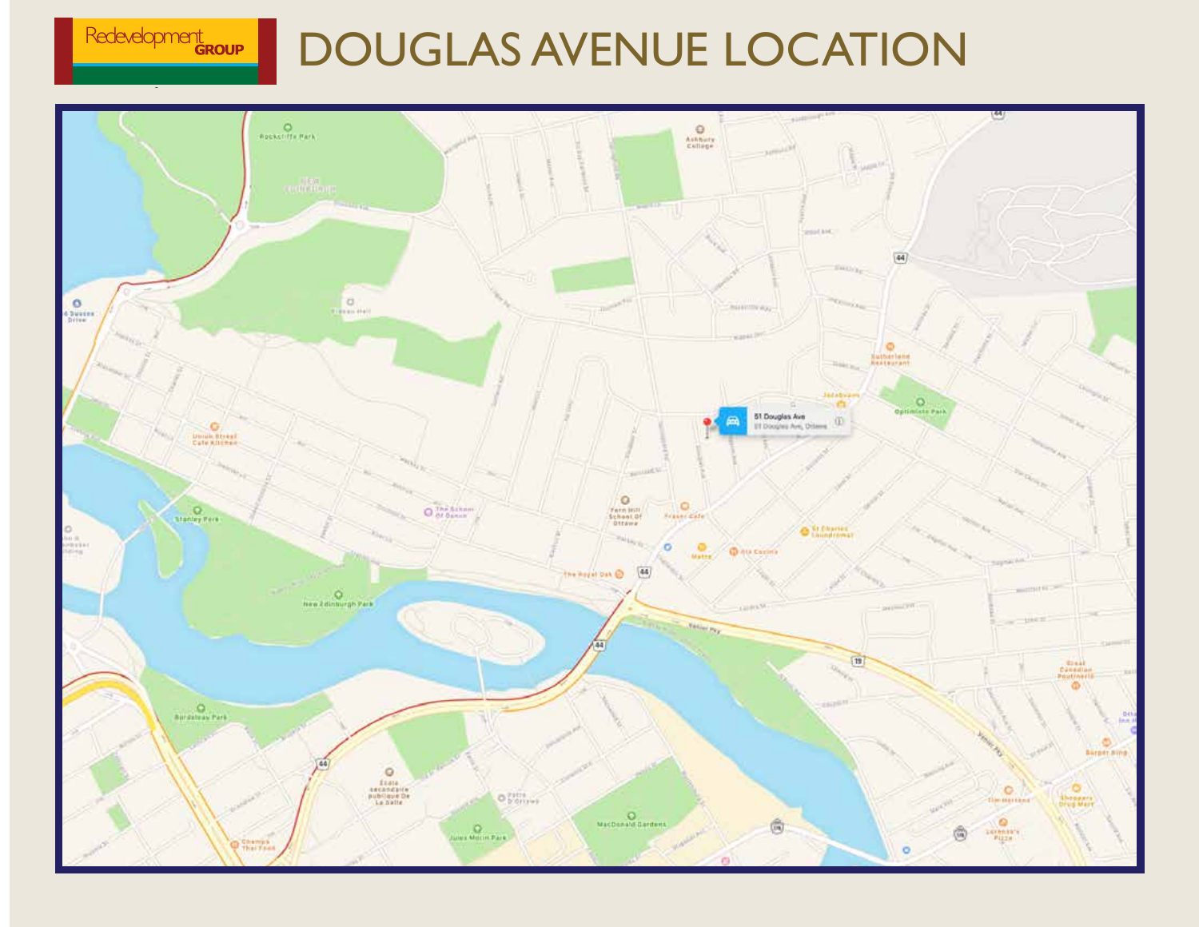Redevelopment GROUP

# DOUGLAS AVENUE LOCATION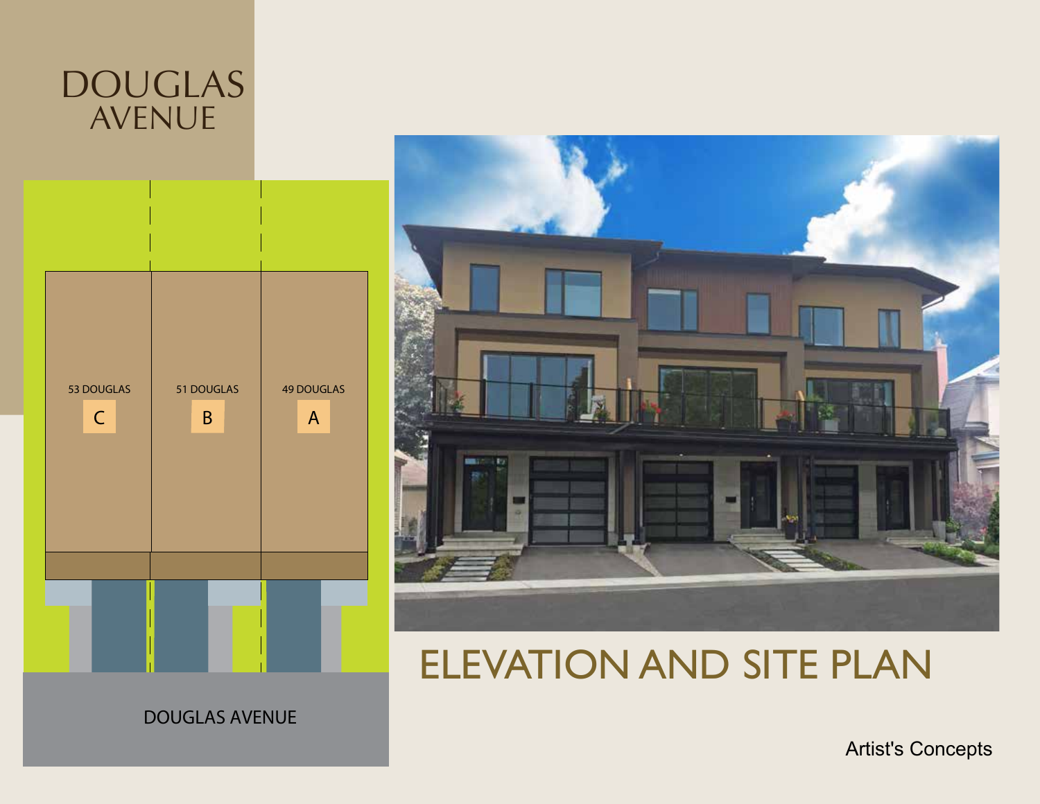# DOUGLAS AVENUE

53 DOUGLAS
C

51 DOUGLAS
B

49 DOUGLAS
A

DOUGLAS AVENUE

## ELEVATION AND SITE PLAN

Artist's Concepts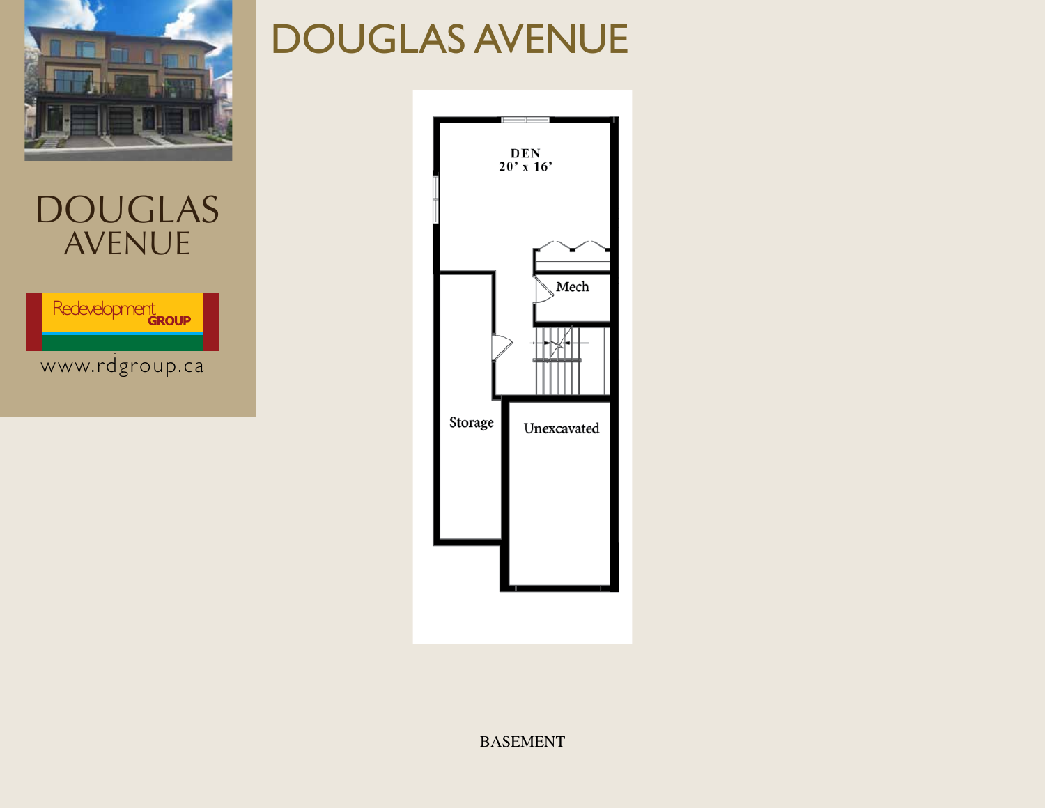# DOUGLAS AVENUE

DOUGLAS
AVENUE

Redevelopment GROUP

www.rdgroup.ca

DEN
20' x 16'

Mech

Storage

Unexcavated

BASEMENT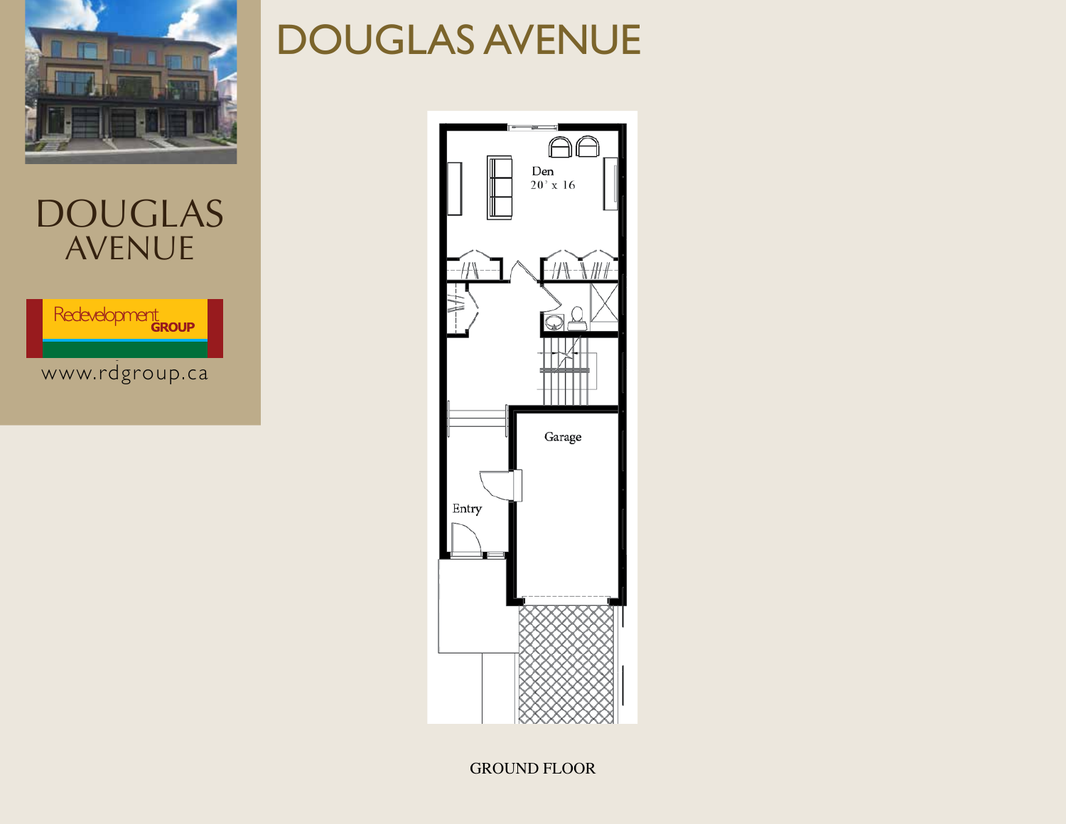# DOUGLAS AVENUE

DOUGLAS
AVENUE

Redevelopment GROUP

www.rdgroup.ca

Den
20' x 16

Garage

Entry

GROUND FLOOR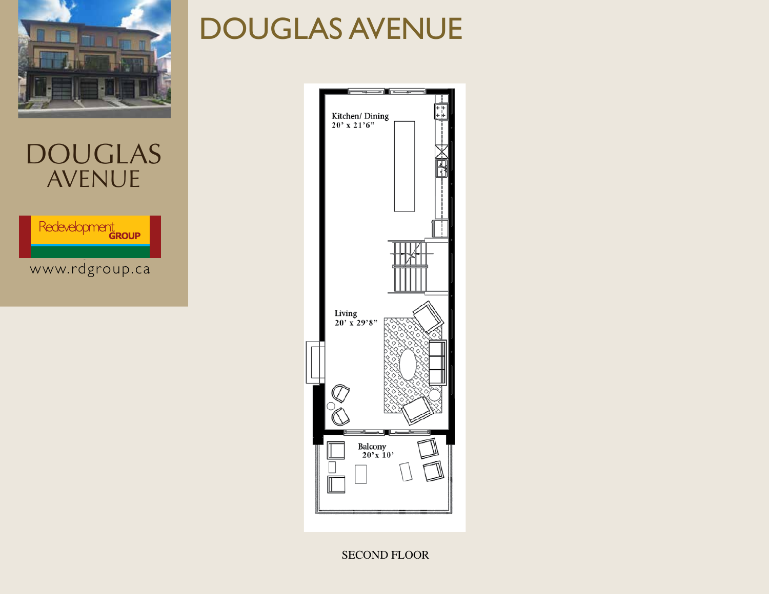# DOUGLAS AVENUE

DOUGLAS
AVENUE

Redevelopment GROUP

www.rdgroup.ca

Kitchen/ Dining
20' x 21'6"

Living
20' x 29'8"

Balcony
20' x 10'

SECOND FLOOR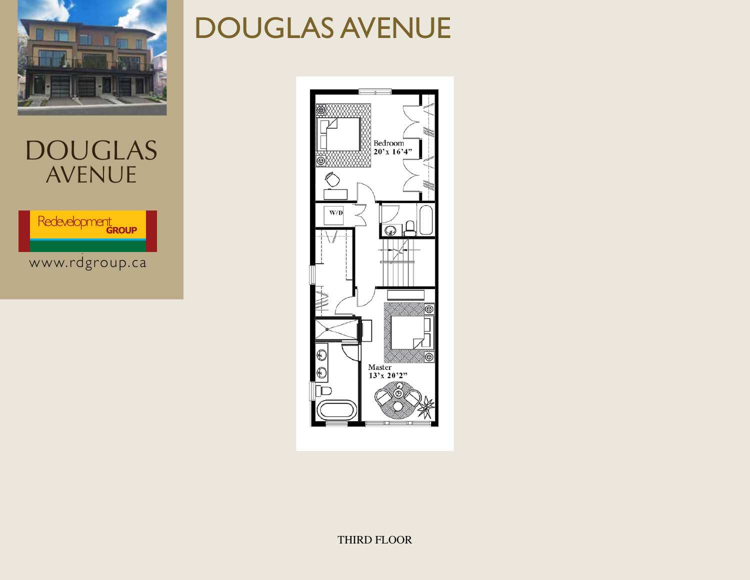# DOUGLAS AVENUE

DOUGLAS AVENUE

Redevelopment GROUP

www.rdgroup.ca

Bedroom
20'x 16'4"

W/D

Master
13'x 20'2"

THIRD FLOOR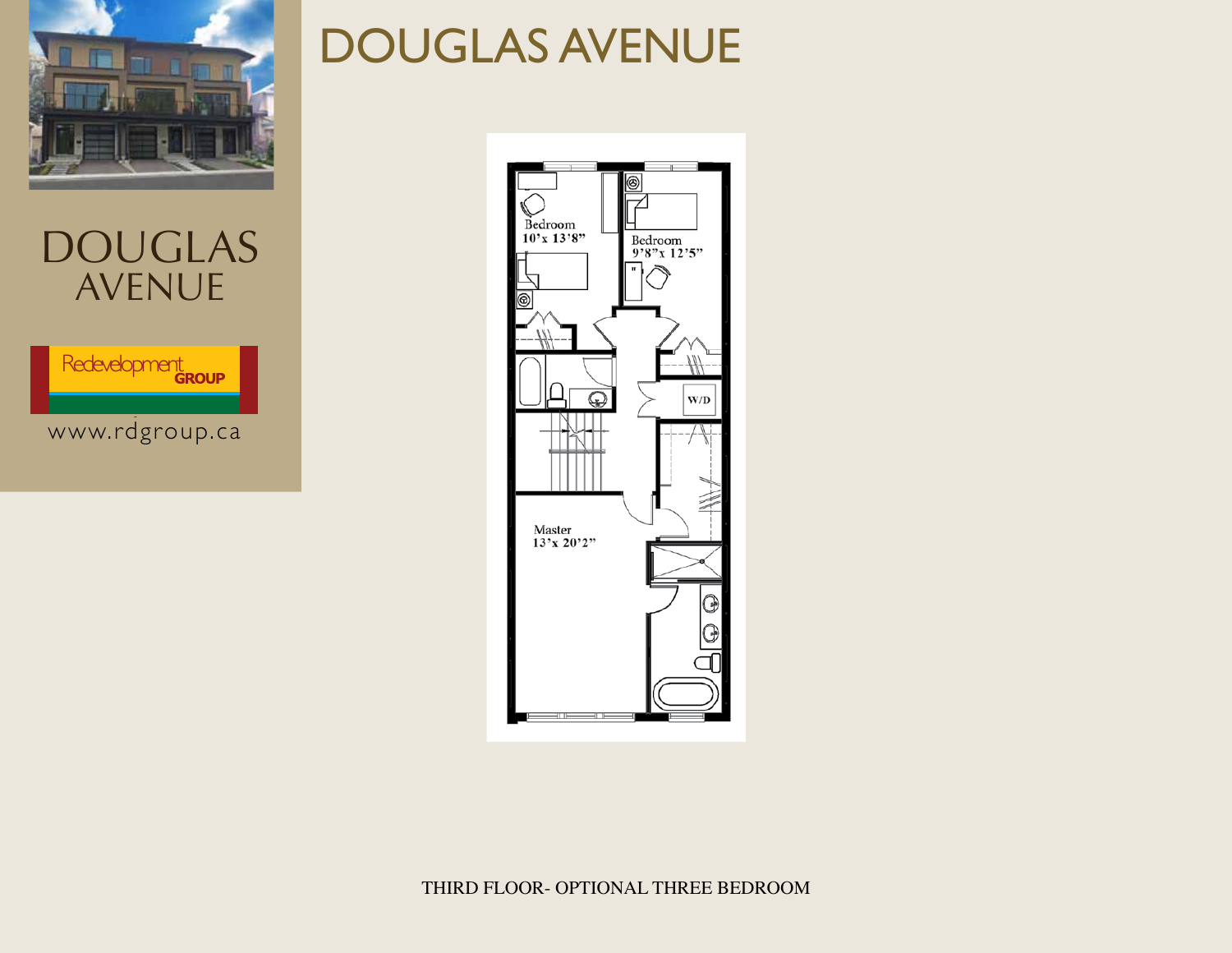# DOUGLAS AVENUE

DOUGLAS AVENUE

Redevelopment GROUP

www.rdgroup.ca

Bedroom
10'x 13'8"

Bedroom
9'8"x 12'5"

W/D

Master
13'x 20'2"

THIRD FLOOR- OPTIONAL THREE BEDROOM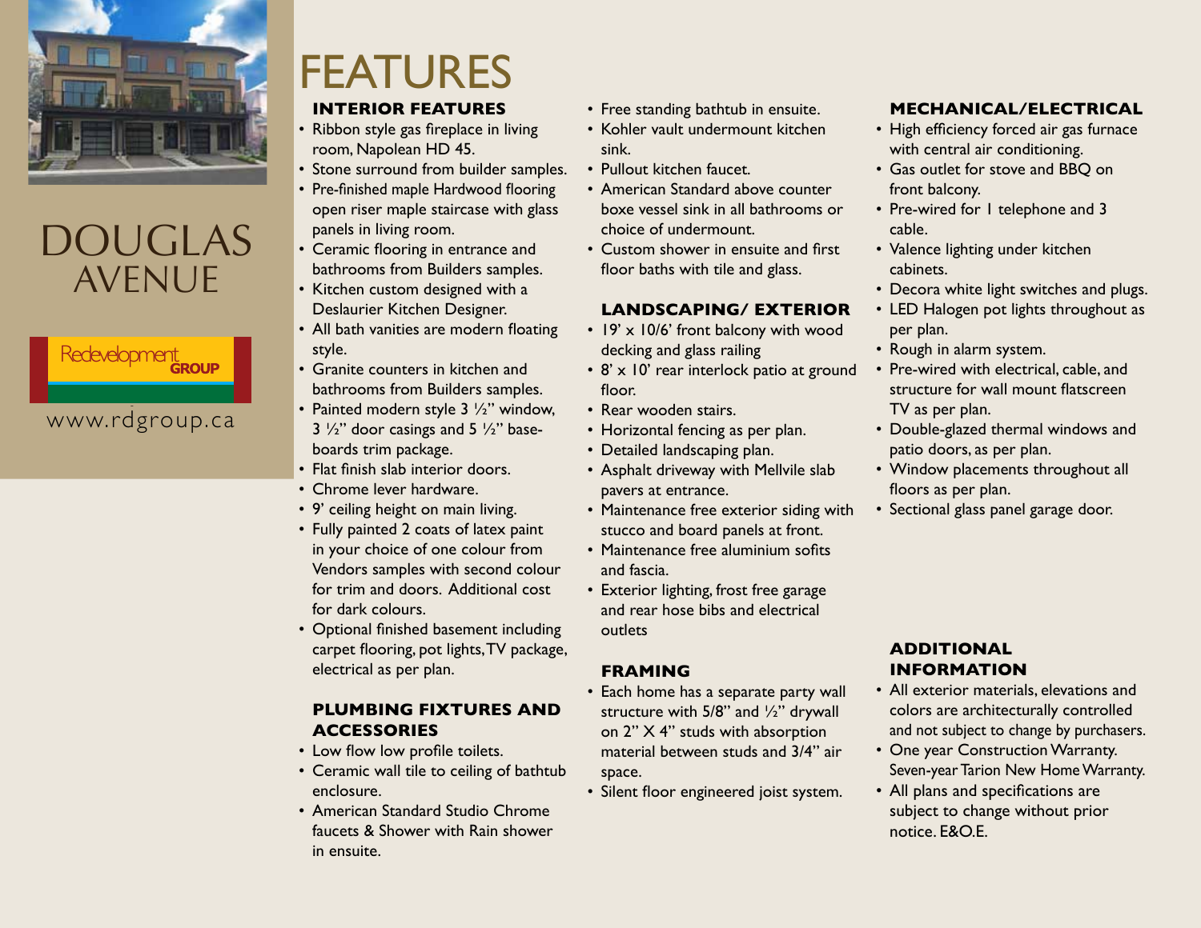DOUGLAS AVENUE

Redevelopment GROUP

www.rdgroup.ca

# FEATURES

## INTERIOR FEATURES

- Ribbon style gas fireplace in living room, Napolean HD 45.
- Stone surround from builder samples.
- Pre-finished maple Hardwood flooring open riser maple staircase with glass panels in living room.
- Ceramic flooring in entrance and bathrooms from Builders samples.
- Kitchen custom designed with a Deslaurier Kitchen Designer.
- All bath vanities are modern floating style.
- Granite counters in kitchen and bathrooms from Builders samples.
- Painted modern style 3 ½" window, 3 ½" door casings and 5 ½" base-boards trim package.
- Flat finish slab interior doors.
- Chrome lever hardware.
- 9' ceiling height on main living.
- Fully painted 2 coats of latex paint in your choice of one colour from Vendors samples with second colour for trim and doors. Additional cost for dark colours.
- Optional finished basement including carpet flooring, pot lights, TV package, electrical as per plan.

## PLUMBING FIXTURES AND ACCESSORIES

- Low flow low profile toilets.
- Ceramic wall tile to ceiling of bathtub enclosure.
- American Standard Studio Chrome faucets & Shower with Rain shower in ensuite.
- Free standing bathtub in ensuite.
- Kohler vault undermount kitchen sink.
- Pullout kitchen faucet.
- American Standard above counter boxe vessel sink in all bathrooms or choice of undermount.
- Custom shower in ensuite and first floor baths with tile and glass.

## LANDSCAPING/ EXTERIOR

- 19' x 10/6' front balcony with wood decking and glass railing
- 8' x 10' rear interlock patio at ground floor.
- Rear wooden stairs.
- Horizontal fencing as per plan.
- Detailed landscaping plan.
- Asphalt driveway with Mellvile slab pavers at entrance.
- Maintenance free exterior siding with stucco and board panels at front.
- Maintenance free aluminium sofits and fascia.
- Exterior lighting, frost free garage and rear hose bibs and electrical outlets

## FRAMING

- Each home has a separate party wall structure with 5/8" and ½" drywall on 2" X 4" studs with absorption material between studs and 3/4" air space.
- Silent floor engineered joist system.

## MECHANICAL/ELECTRICAL

- High efficiency forced air gas furnace with central air conditioning.
- Gas outlet for stove and BBQ on front balcony.
- Pre-wired for 1 telephone and 3 cable.
- Valence lighting under kitchen cabinets.
- Decora white light switches and plugs.
- LED Halogen pot lights throughout as per plan.
- Rough in alarm system.
- Pre-wired with electrical, cable, and structure for wall mount flatscreen TV as per plan.
- Double-glazed thermal windows and patio doors, as per plan.
- Window placements throughout all floors as per plan.
- Sectional glass panel garage door.

## ADDITIONAL INFORMATION

- All exterior materials, elevations and colors are architecturally controlled and not subject to change by purchasers.
- One year Construction Warranty. Seven-year Tarion New Home Warranty.
- All plans and specifications are subject to change without prior notice. E&O.E.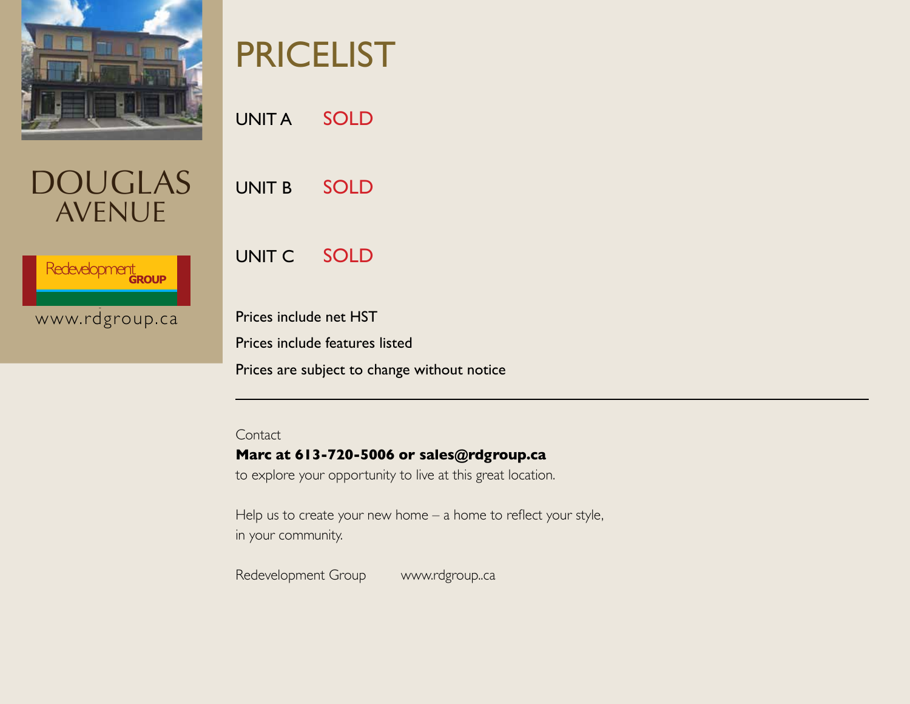DOUGLAS
AVENUE

Redevelopment GROUP

www.rdgroup.ca

# PRICELIST

UNIT A SOLD

UNIT B SOLD

UNIT C SOLD

Prices include net HST

Prices include features listed

Prices are subject to change without notice

---

Contact

**Marc at 613-720-5006 or sales@rdgroup.ca**

to explore your opportunity to live at this great location.

Help us to create your new home – a home to reflect your style, in your community.

Redevelopment Group www.rdgroup..ca